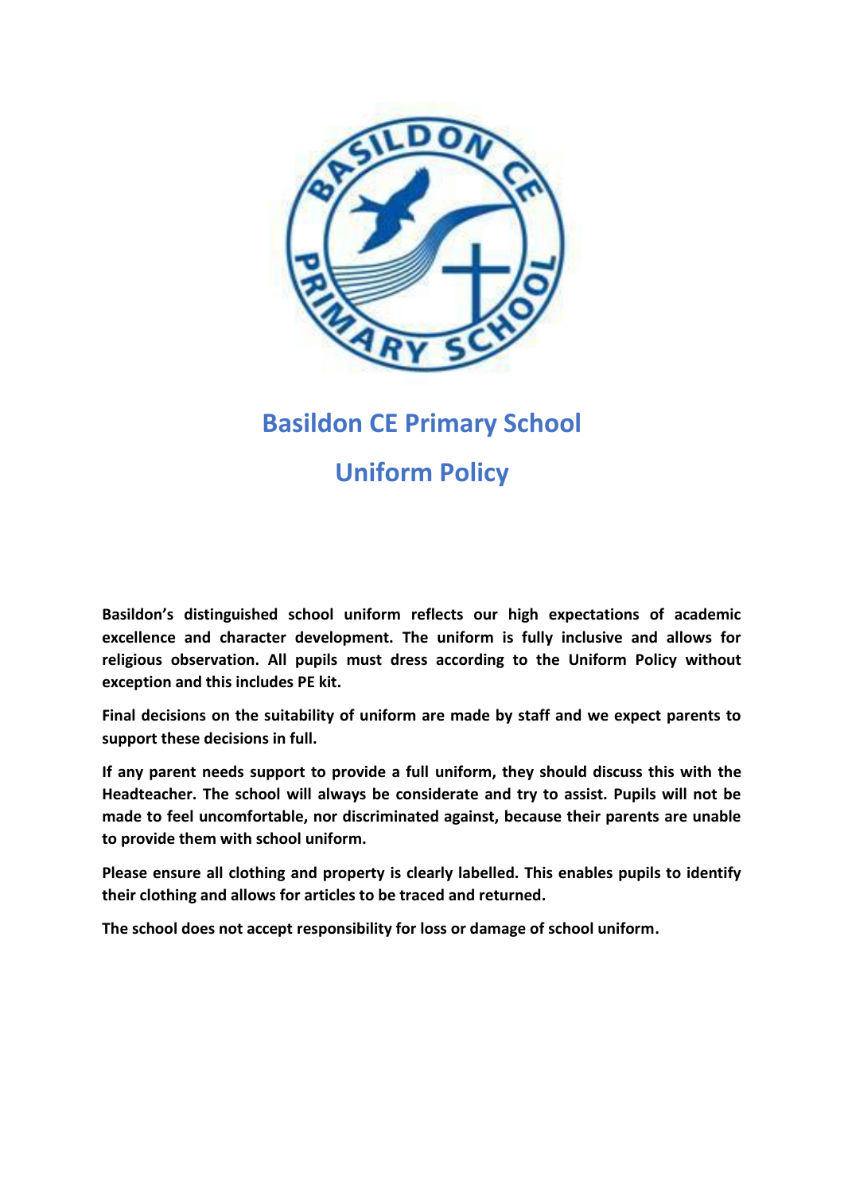# Basildon CE Primary School

# Uniform Policy

**Basildon's distinguished school uniform reflects our high expectations of academic excellence and character development. The uniform is fully inclusive and allows for religious observation. All pupils must dress according to the Uniform Policy without exception and this includes PE kit.**

**Final decisions on the suitability of uniform are made by staff and we expect parents to support these decisions in full.**

**If any parent needs support to provide a full uniform, they should discuss this with the Headteacher. The school will always be considerate and try to assist. Pupils will not be made to feel uncomfortable, nor discriminated against, because their parents are unable to provide them with school uniform.**

**Please ensure all clothing and property is clearly labelled. This enables pupils to identify their clothing and allows for articles to be traced and returned.**

**The school does not accept responsibility for loss or damage of school uniform.**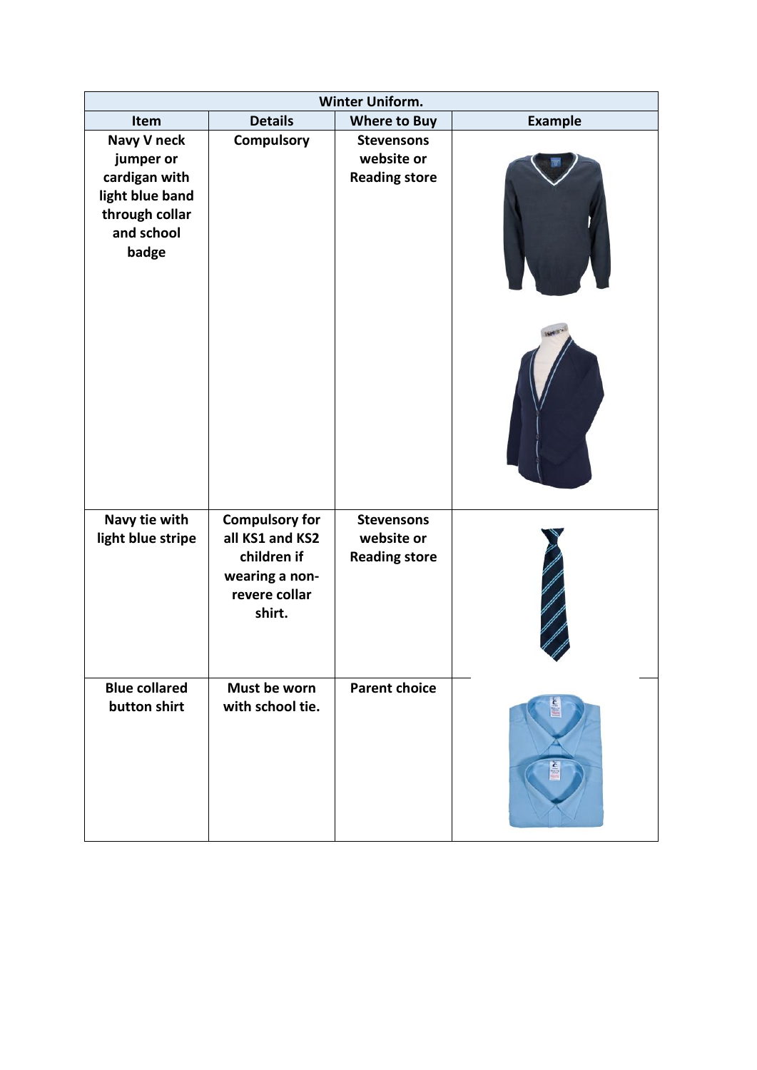| Winter Uniform. | | | |
|---|---|---|---|
| **Item** | **Details** | **Where to Buy** | **Example** |
| **Navy V neck jumper or cardigan with light blue band through collar and school badge** | **Compulsory** | **Stevensons website or Reading store** | |
| **Navy tie with light blue stripe** | **Compulsory for all KS1 and KS2 children if wearing a non-revere collar shirt.** | **Stevensons website or Reading store** | |
| **Blue collared button shirt** | **Must be worn with school tie.** | **Parent choice** | |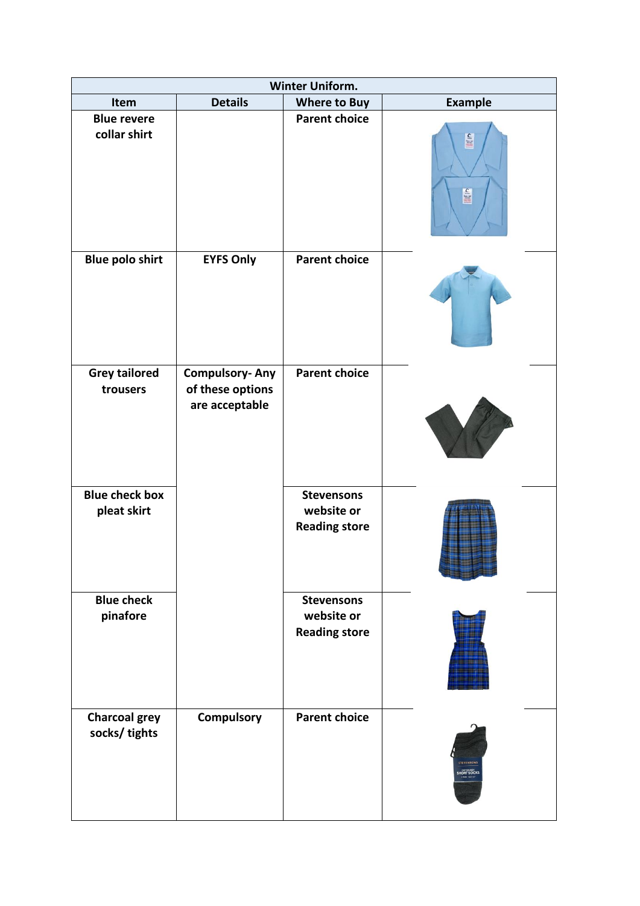| Winter Uniform. | | | |
|---|---|---|---|
| **Item** | **Details** | **Where to Buy** | **Example** |
| **Blue revere collar shirt** | | **Parent choice** | |
| **Blue polo shirt** | **EYFS Only** | **Parent choice** | |
| **Grey tailored trousers** | **Compulsory- Any of these options are acceptable** | **Parent choice** | |
| **Blue check box pleat skirt** | | **Stevensons website or Reading store** | |
| **Blue check pinafore** | | **Stevensons website or Reading store** | |
| **Charcoal grey socks/ tights** | **Compulsory** | **Parent choice** | |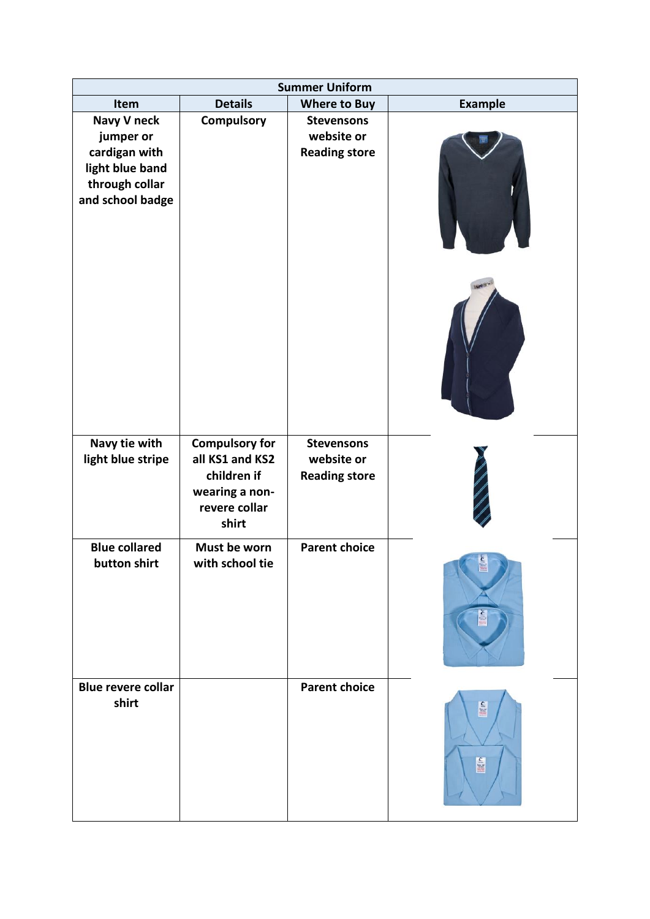| Summary Uniform | | | |
|---|---|---|---|
| **Item** | **Details** | **Where to Buy** | **Example** |
| **Navy V neck jumper or cardigan with light blue band through collar and school badge** | **Compulsory** | **Stevensons website or Reading store** | |
| **Navy tie with light blue stripe** | **Compulsory for all KS1 and KS2 children if wearing a non-revere collar shirt** | **Stevensons website or Reading store** | |
| **Blue collared button shirt** | **Must be worn with school tie** | **Parent choice** | |
| **Blue revere collar shirt** | | **Parent choice** | |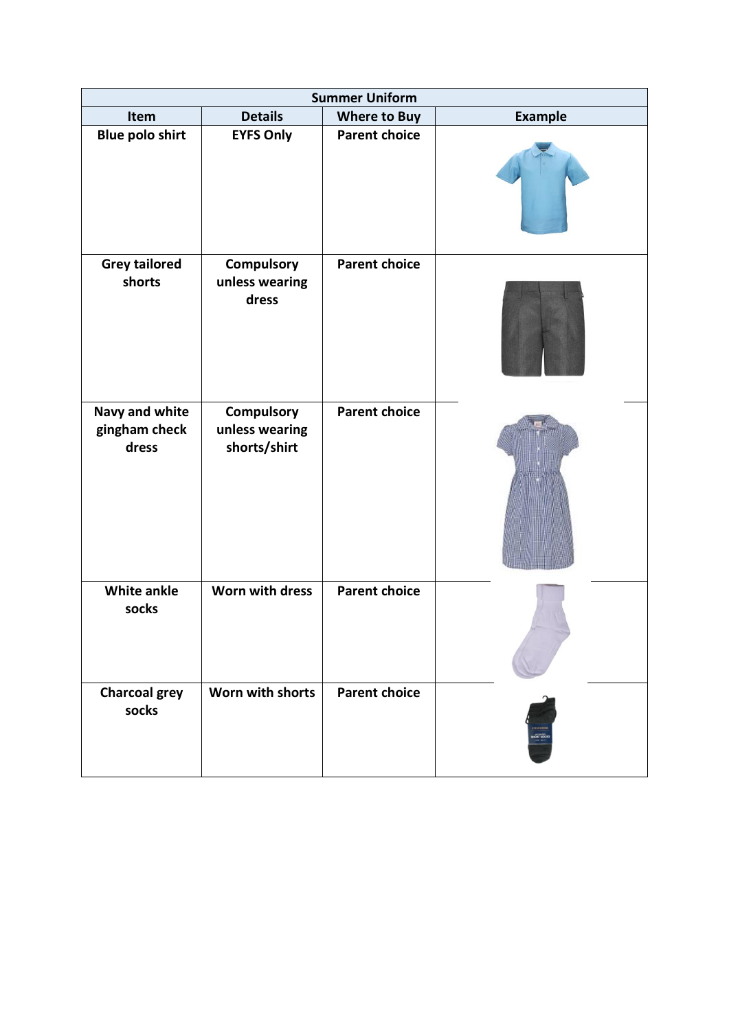| Summer Uniform | | | |
|---|---|---|---|
| **Item** | **Details** | **Where to Buy** | **Example** |
| **Blue polo shirt** | **EYFS Only** | **Parent choice** | |
| **Grey tailored shorts** | **Compulsory unless wearing dress** | **Parent choice** | |
| **Navy and white gingham check dress** | **Compulsory unless wearing shorts/shirt** | **Parent choice** | |
| **White ankle socks** | **Worn with dress** | **Parent choice** | |
| **Charcoal grey socks** | **Worn with shorts** | **Parent choice** | |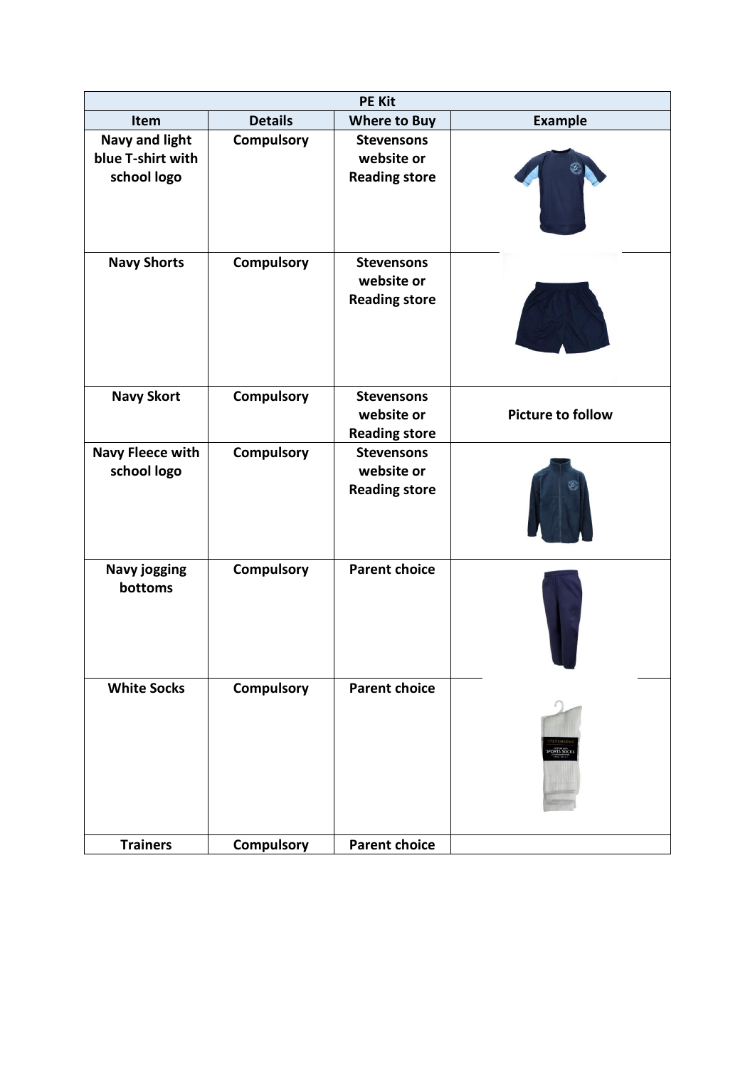| PE Kit | | | |
|---|---|---|---|
| **Item** | **Details** | **Where to Buy** | **Example** |
| **Navy and light blue T-shirt with school logo** | **Compulsory** | **Stevensons website or Reading store** | |
| **Navy Shorts** | **Compulsory** | **Stevensons website or Reading store** | |
| **Navy Skort** | **Compulsory** | **Stevensons website or Reading store** | **Picture to follow** |
| **Navy Fleece with school logo** | **Compulsory** | **Stevensons website or Reading store** | |
| **Navy jogging bottoms** | **Compulsory** | **Parent choice** | |
| **White Socks** | **Compulsory** | **Parent choice** | |
| **Trainers** | **Compulsory** | **Parent choice** | |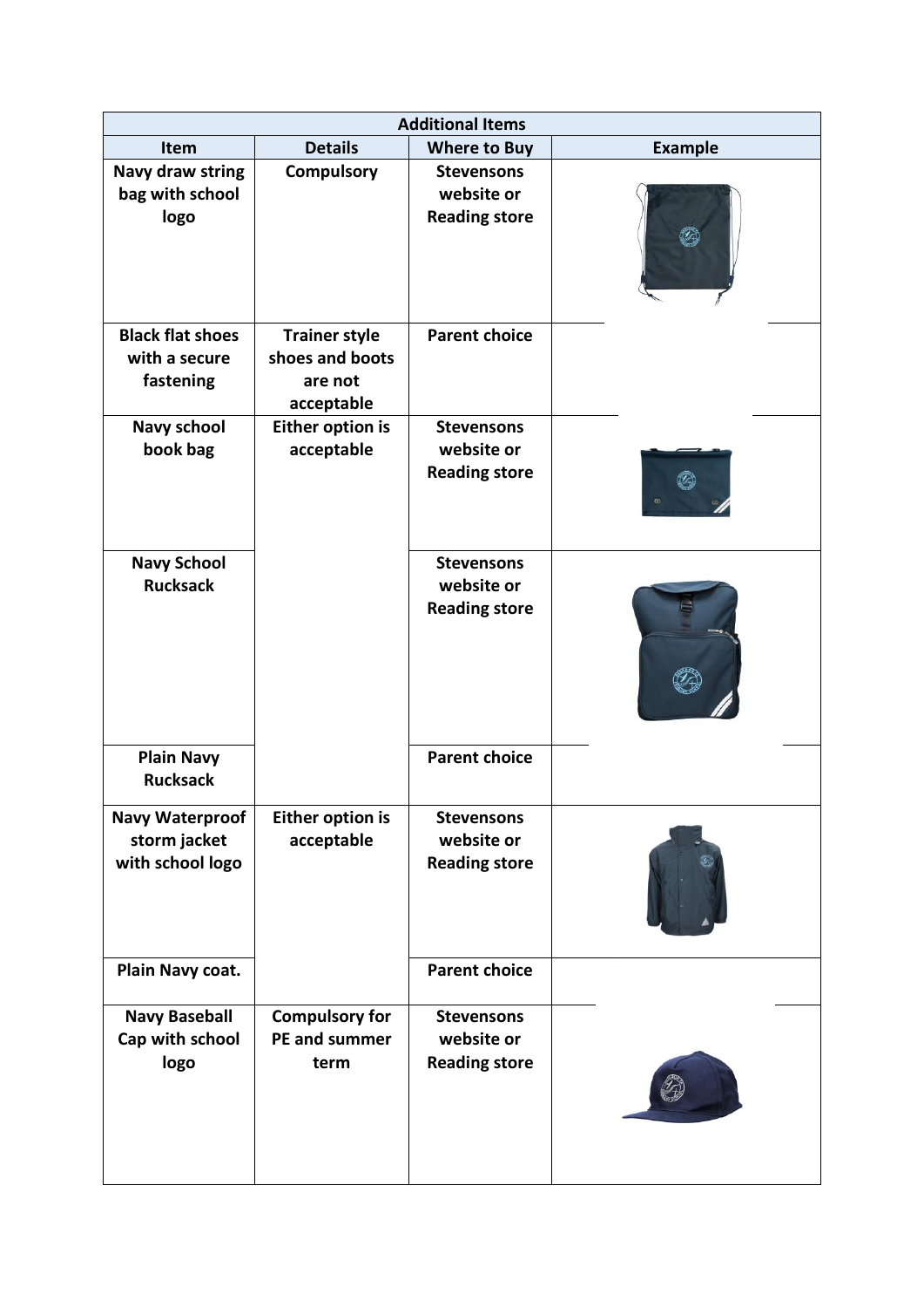| Additional Items | | | |
|---|---|---|---|
| **Item** | **Details** | **Where to Buy** | **Example** |
| **Navy draw string bag with school logo** | **Compulsory** | **Stevensons website or Reading store** | |
| **Black flat shoes with a secure fastening** | **Trainer style shoes and boots are not acceptable** | **Parent choice** | |
| **Navy school book bag** | **Either option is acceptable** | **Stevensons website or Reading store** | |
| **Navy School Rucksack** | | **Stevensons website or Reading store** | |
| **Plain Navy Rucksack** | | **Parent choice** | |
| **Navy Waterproof storm jacket with school logo** | **Either option is acceptable** | **Stevensons website or Reading store** | |
| **Plain Navy coat.** | | **Parent choice** | |
| **Navy Baseball Cap with school logo** | **Compulsory for PE and summer term** | **Stevensons website or Reading store** | |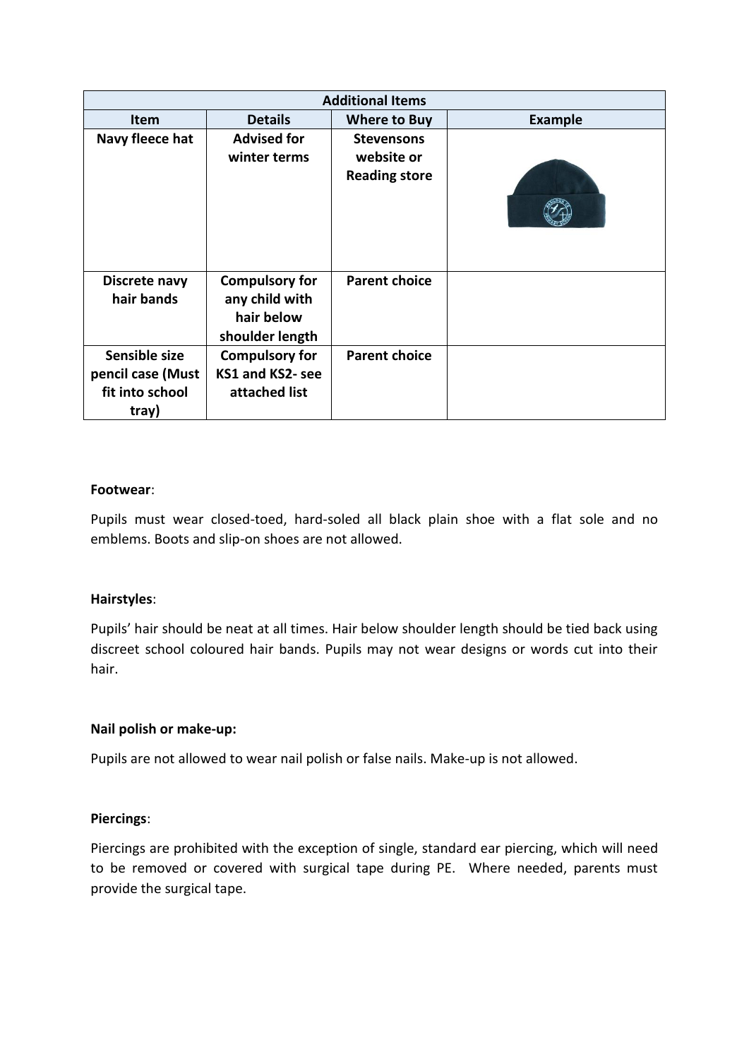| Additional Items | | | |
|---|---|---|---|
| **Item** | **Details** | **Where to Buy** | **Example** |
| **Navy fleece hat** | **Advised for winter terms** | **Stevensons website or Reading store** | |
| **Discrete navy hair bands** | **Compulsory for any child with hair below shoulder length** | **Parent choice** | |
| **Sensible size pencil case (Must fit into school tray)** | **Compulsory for KS1 and KS2- see attached list** | **Parent choice** | |

**Footwear**:

Pupils must wear closed-toed, hard-soled all black plain shoe with a flat sole and no emblems. Boots and slip-on shoes are not allowed.

**Hairstyles**:

Pupils' hair should be neat at all times. Hair below shoulder length should be tied back using discreet school coloured hair bands. Pupils may not wear designs or words cut into their hair.

**Nail polish or make-up:**

Pupils are not allowed to wear nail polish or false nails. Make-up is not allowed.

**Piercings**:

Piercings are prohibited with the exception of single, standard ear piercing, which will need to be removed or covered with surgical tape during PE. Where needed, parents must provide the surgical tape.